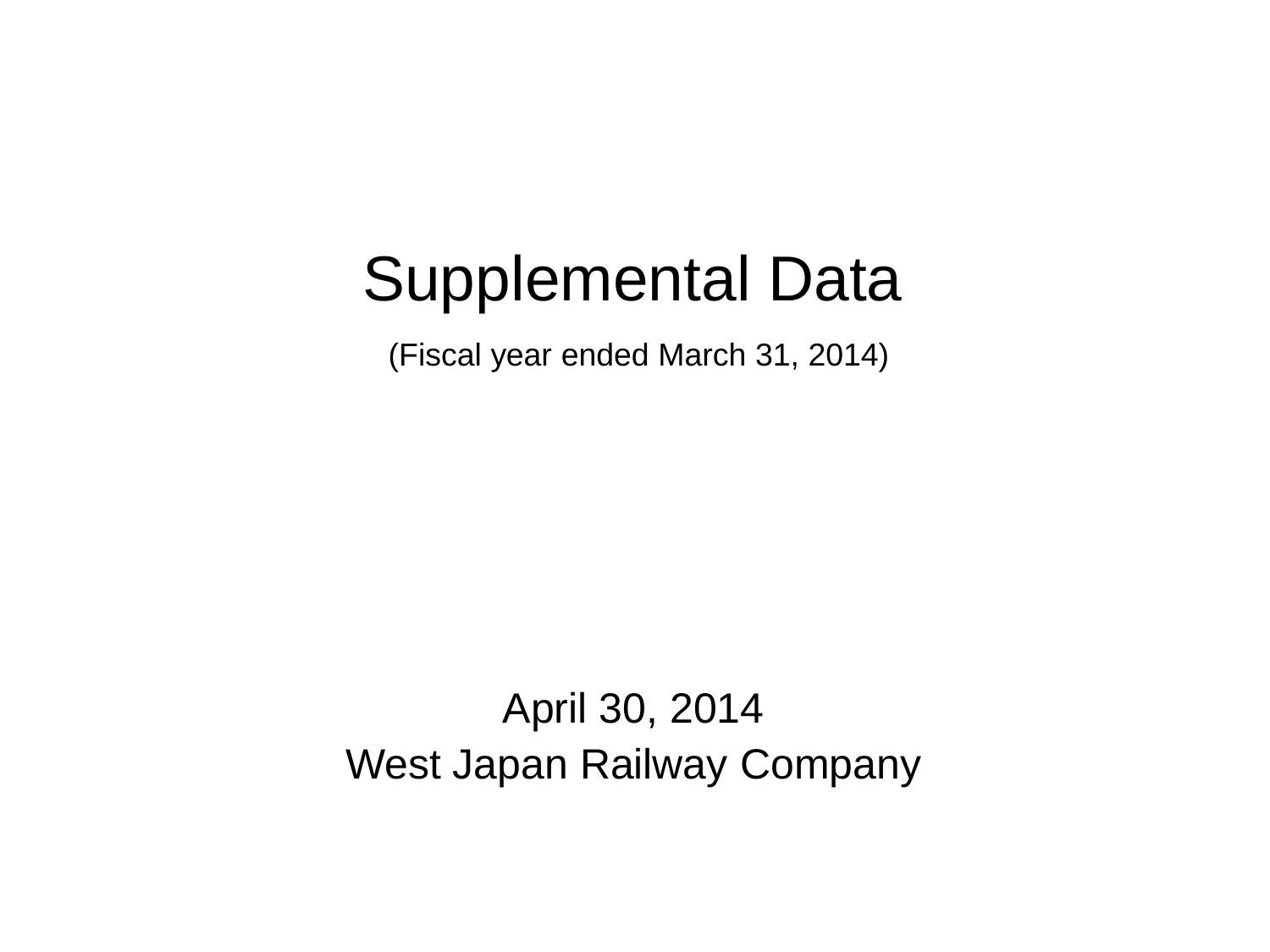# Supplemental Data

(Fiscal year ended March 31, 2014)

April 30, 2014

West Japan Railway Company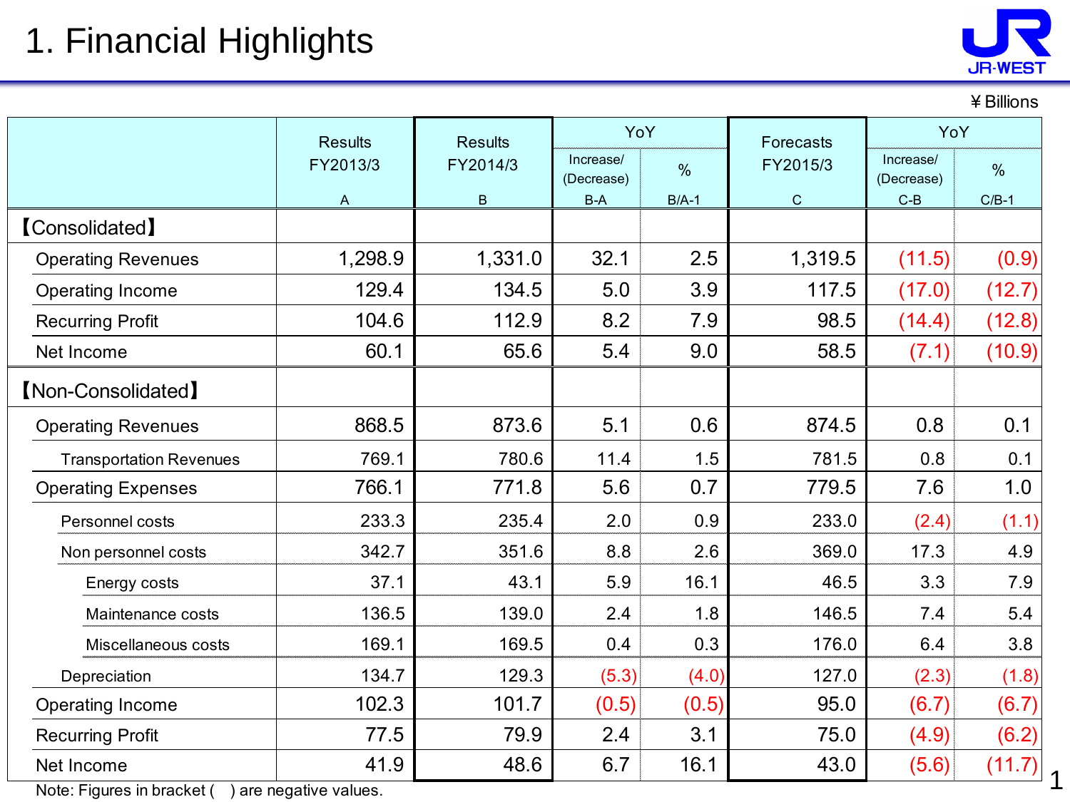# 1. Financial Highlights

¥Billions

| | Results FY2013/3 A | Results FY2014/3 B | YoY Increase/ (Decrease) B-A | YoY % B/A-1 | Forecasts FY2015/3 C | YoY Increase/ (Decrease) C-B | YoY % C/B-1 |
|---|---|---|---|---|---|---|---|
| 【Consolidated】 | | | | | | | |
| Operating Revenues | 1,298.9 | 1,331.0 | 32.1 | 2.5 | 1,319.5 | (11.5) | (0.9) |
| Operating Income | 129.4 | 134.5 | 5.0 | 3.9 | 117.5 | (17.0) | (12.7) |
| Recurring Profit | 104.6 | 112.9 | 8.2 | 7.9 | 98.5 | (14.4) | (12.8) |
| Net Income | 60.1 | 65.6 | 5.4 | 9.0 | 58.5 | (7.1) | (10.9) |
| 【Non-Consolidated】 | | | | | | | |
| Operating Revenues | 868.5 | 873.6 | 5.1 | 0.6 | 874.5 | 0.8 | 0.1 |
| Transportation Revenues | 769.1 | 780.6 | 11.4 | 1.5 | 781.5 | 0.8 | 0.1 |
| Operating Expenses | 766.1 | 771.8 | 5.6 | 0.7 | 779.5 | 7.6 | 1.0 |
| Personnel costs | 233.3 | 235.4 | 2.0 | 0.9 | 233.0 | (2.4) | (1.1) |
| Non personnel costs | 342.7 | 351.6 | 8.8 | 2.6 | 369.0 | 17.3 | 4.9 |
| Energy costs | 37.1 | 43.1 | 5.9 | 16.1 | 46.5 | 3.3 | 7.9 |
| Maintenance costs | 136.5 | 139.0 | 2.4 | 1.8 | 146.5 | 7.4 | 5.4 |
| Miscellaneous costs | 169.1 | 169.5 | 0.4 | 0.3 | 176.0 | 6.4 | 3.8 |
| Depreciation | 134.7 | 129.3 | (5.3) | (4.0) | 127.0 | (2.3) | (1.8) |
| Operating Income | 102.3 | 101.7 | (0.5) | (0.5) | 95.0 | (6.7) | (6.7) |
| Recurring Profit | 77.5 | 79.9 | 2.4 | 3.1 | 75.0 | (4.9) | (6.2) |
| Net Income | 41.9 | 48.6 | 6.7 | 16.1 | 43.0 | (5.6) | (11.7) |

Note: Figures in bracket ( ) are negative values.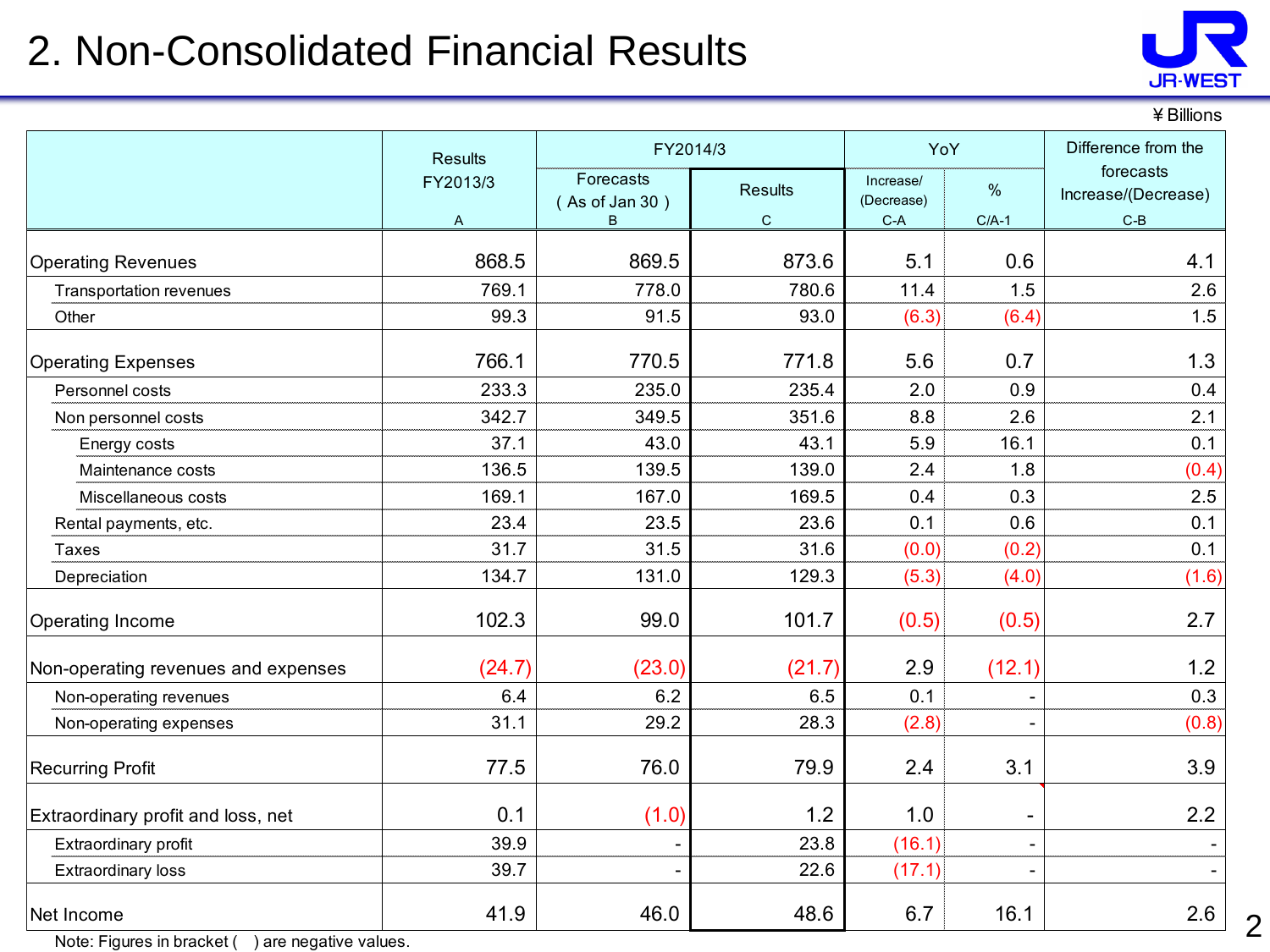# 2. Non-Consolidated Financial Results

¥ Billions

| | Results FY2013/3 | FY2014/3 | | YoY | | Difference from the forecasts Increase/(Decrease) |
|---|---|---|---|---|---|---|
| | | Forecasts ( As of Jan 30 ) | Results | Increase/ (Decrease) | % | |
| | A | B | C | C-A | C/A-1 | C-B |
| Operating Revenues | 868.5 | 869.5 | 873.6 | 5.1 | 0.6 | 4.1 |
| Transportation revenues | 769.1 | 778.0 | 780.6 | 11.4 | 1.5 | 2.6 |
| Other | 99.3 | 91.5 | 93.0 | (6.3) | (6.4) | 1.5 |
| Operating Expenses | 766.1 | 770.5 | 771.8 | 5.6 | 0.7 | 1.3 |
| Personnel costs | 233.3 | 235.0 | 235.4 | 2.0 | 0.9 | 0.4 |
| Non personnel costs | 342.7 | 349.5 | 351.6 | 8.8 | 2.6 | 2.1 |
| Energy costs | 37.1 | 43.0 | 43.1 | 5.9 | 16.1 | 0.1 |
| Maintenance costs | 136.5 | 139.5 | 139.0 | 2.4 | 1.8 | (0.4) |
| Miscellaneous costs | 169.1 | 167.0 | 169.5 | 0.4 | 0.3 | 2.5 |
| Rental payments, etc. | 23.4 | 23.5 | 23.6 | 0.1 | 0.6 | 0.1 |
| Taxes | 31.7 | 31.5 | 31.6 | (0.0) | (0.2) | 0.1 |
| Depreciation | 134.7 | 131.0 | 129.3 | (5.3) | (4.0) | (1.6) |
| Operating Income | 102.3 | 99.0 | 101.7 | (0.5) | (0.5) | 2.7 |
| Non-operating revenues and expenses | (24.7) | (23.0) | (21.7) | 2.9 | (12.1) | 1.2 |
| Non-operating revenues | 6.4 | 6.2 | 6.5 | 0.1 | - | 0.3 |
| Non-operating expenses | 31.1 | 29.2 | 28.3 | (2.8) | - | (0.8) |
| Recurring Profit | 77.5 | 76.0 | 79.9 | 2.4 | 3.1 | 3.9 |
| Extraordinary profit and loss, net | 0.1 | (1.0) | 1.2 | 1.0 | - | 2.2 |
| Extraordinary profit | 39.9 | - | 23.8 | (16.1) | - | - |
| Extraordinary loss | 39.7 | - | 22.6 | (17.1) | - | - |
| Net Income | 41.9 | 46.0 | 48.6 | 6.7 | 16.1 | 2.6 |

Note: Figures in bracket ( ) are negative values.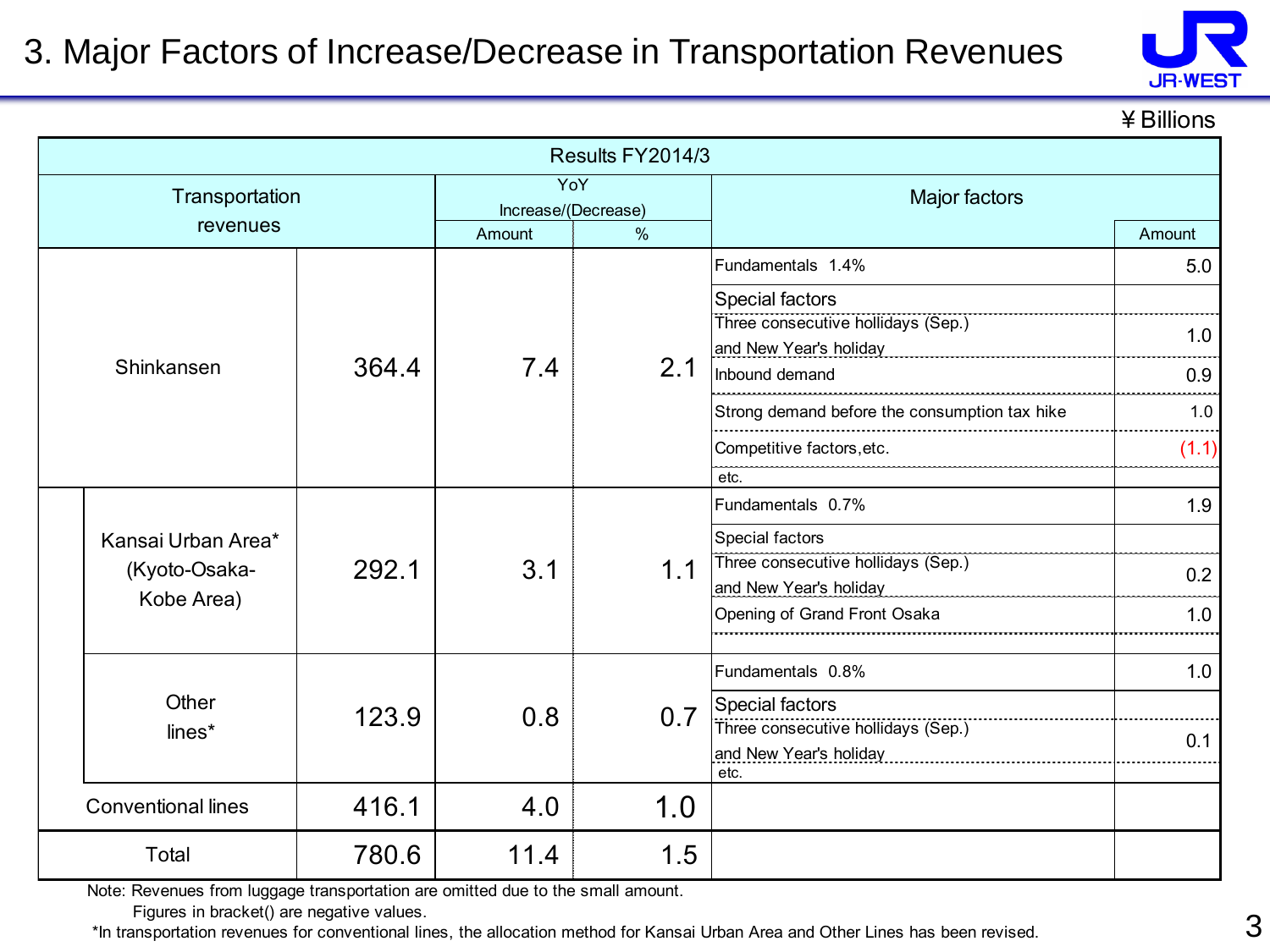# 3. Major Factors of Increase/Decrease in Transportation Revenues

¥Billions

| Results FY2014/3 | | | | | | |
|---|---|---|---|---|---|---|
| Transportation revenues | | | YoY Increase/(Decrease) | | Major factors | |
| | | | Amount | % | | Amount |
| Shinkansen | | 364.4 | 7.4 | 2.1 | Fundamentals 1.4% | 5.0 |
| | | | | | Special factors | |
| | | | | | Three consecutive hollidays (Sep.) and New Year's holiday | 1.0 |
| | | | | | Inbound demand | 0.9 |
| | | | | | Strong demand before the consumption tax hike | 1.0 |
| | | | | | Competitive factors,etc. | (1.1) |
| | | | | | etc. | |
| | Kansai Urban Area* (Kyoto-Osaka-Kobe Area) | 292.1 | 3.1 | 1.1 | Fundamentals 0.7% | 1.9 |
| | | | | | Special factors | |
| | | | | | Three consecutive hollidays (Sep.) and New Year's holiday | 0.2 |
| | | | | | Opening of Grand Front Osaka | 1.0 |
| | Other lines* | 123.9 | 0.8 | 0.7 | Fundamentals 0.8% | 1.0 |
| | | | | | Special factors | |
| | | | | | Three consecutive hollidays (Sep.) and New Year's holiday | 0.1 |
| | | | | | etc. | |
| Conventional lines | | 416.1 | 4.0 | 1.0 | | |
| Total | | 780.6 | 11.4 | 1.5 | | |

Note: Revenues from luggage transportation are omitted due to the small amount.
Figures in bracket() are negative values.
*In transportation revenues for conventional lines, the allocation method for Kansai Urban Area and Other Lines has been revised.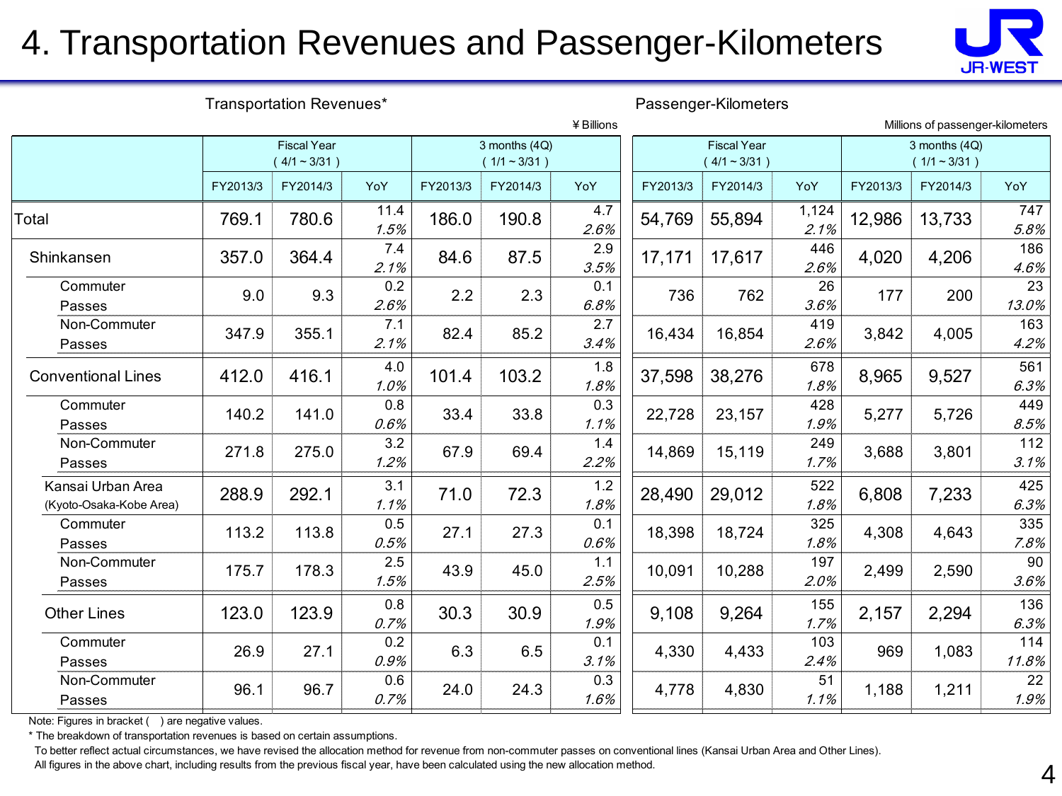# 4. Transportation Revenues and Passenger-Kilometers

## Transportation Revenues*

¥ Billions

| | Fiscal Year (4/1 ~ 3/31) | | | 3 months (4Q) (1/1 ~ 3/31) | | |
|---|---|---|---|---|---|---|
| | FY2013/3 | FY2014/3 | YoY | FY2013/3 | FY2014/3 | YoY |
| Total | 769.1 | 780.6 | 11.4 / *1.5%* | 186.0 | 190.8 | 4.7 / *2.6%* |
| Shinkansen | 357.0 | 364.4 | 7.4 / *2.1%* | 84.6 | 87.5 | 2.9 / *3.5%* |
| Commuter Passes | 9.0 | 9.3 | 0.2 / *2.6%* | 2.2 | 2.3 | 0.1 / *6.8%* |
| Non-Commuter Passes | 347.9 | 355.1 | 7.1 / *2.1%* | 82.4 | 85.2 | 2.7 / *3.4%* |
| Conventional Lines | 412.0 | 416.1 | 4.0 / *1.0%* | 101.4 | 103.2 | 1.8 / *1.8%* |
| Commuter Passes | 140.2 | 141.0 | 0.8 / *0.6%* | 33.4 | 33.8 | 0.3 / *1.1%* |
| Non-Commuter Passes | 271.8 | 275.0 | 3.2 / *1.2%* | 67.9 | 69.4 | 1.4 / *2.2%* |
| Kansai Urban Area (Kyoto-Osaka-Kobe Area) | 288.9 | 292.1 | 3.1 / *1.1%* | 71.0 | 72.3 | 1.2 / *1.8%* |
| Commuter Passes | 113.2 | 113.8 | 0.5 / *0.5%* | 27.1 | 27.3 | 0.1 / *0.6%* |
| Non-Commuter Passes | 175.7 | 178.3 | 2.5 / *1.5%* | 43.9 | 45.0 | 1.1 / *2.5%* |
| Other Lines | 123.0 | 123.9 | 0.8 / *0.7%* | 30.3 | 30.9 | 0.5 / *1.9%* |
| Commuter Passes | 26.9 | 27.1 | 0.2 / *0.9%* | 6.3 | 6.5 | 0.1 / *3.1%* |
| Non-Commuter Passes | 96.1 | 96.7 | 0.6 / *0.7%* | 24.0 | 24.3 | 0.3 / *1.6%* |

## Passenger-Kilometers

Millions of passenger-kilometers

| | Fiscal Year (4/1 ~ 3/31) | | | 3 months (4Q) (1/1 ~ 3/31) | | |
|---|---|---|---|---|---|---|
| | FY2013/3 | FY2014/3 | YoY | FY2013/3 | FY2014/3 | YoY |
| Total | 54,769 | 55,894 | 1,124 / *2.1%* | 12,986 | 13,733 | 747 / *5.8%* |
| Shinkansen | 17,171 | 17,617 | 446 / *2.6%* | 4,020 | 4,206 | 186 / *4.6%* |
| Commuter Passes | 736 | 762 | 26 / *3.6%* | 177 | 200 | 23 / *13.0%* |
| Non-Commuter Passes | 16,434 | 16,854 | 419 / *2.6%* | 3,842 | 4,005 | 163 / *4.2%* |
| Conventional Lines | 37,598 | 38,276 | 678 / *1.8%* | 8,965 | 9,527 | 561 / *6.3%* |
| Commuter Passes | 22,728 | 23,157 | 428 / *1.9%* | 5,277 | 5,726 | 449 / *8.5%* |
| Non-Commuter Passes | 14,869 | 15,119 | 249 / *1.7%* | 3,688 | 3,801 | 112 / *3.1%* |
| Kansai Urban Area (Kyoto-Osaka-Kobe Area) | 28,490 | 29,012 | 522 / *1.8%* | 6,808 | 7,233 | 425 / *6.3%* |
| Commuter Passes | 18,398 | 18,724 | 325 / *1.8%* | 4,308 | 4,643 | 335 / *7.8%* |
| Non-Commuter Passes | 10,091 | 10,288 | 197 / *2.0%* | 2,499 | 2,590 | 90 / *3.6%* |
| Other Lines | 9,108 | 9,264 | 155 / *1.7%* | 2,157 | 2,294 | 136 / *6.3%* |
| Commuter Passes | 4,330 | 4,433 | 103 / *2.4%* | 969 | 1,083 | 114 / *11.8%* |
| Non-Commuter Passes | 4,778 | 4,830 | 51 / *1.1%* | 1,188 | 1,211 | 22 / *1.9%* |

Note: Figures in bracket (　) are negative values.

* The breakdown of transportation revenues is based on certain assumptions.

To better reflect actual circumstances, we have revised the allocation method for revenue from non-commuter passes on conventional lines (Kansai Urban Area and Other Lines).

All figures in the above chart, including results from the previous fiscal year, have been calculated using the new allocation method.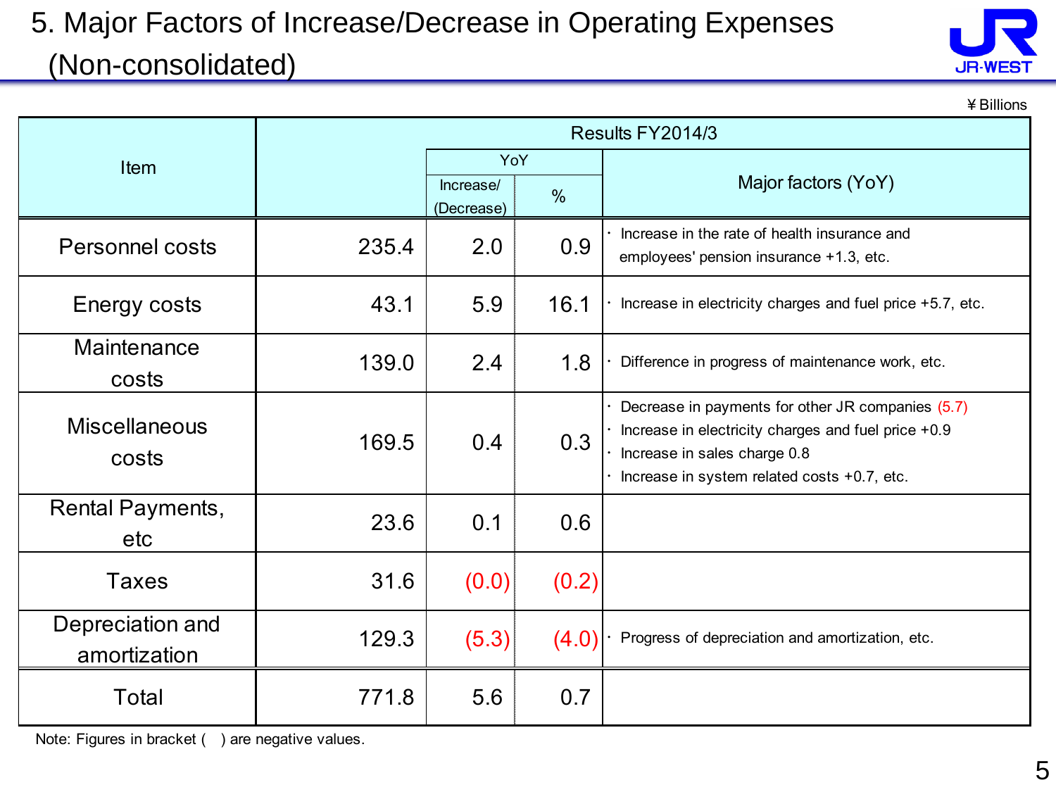# 5. Major Factors of Increase/Decrease in Operating Expenses (Non-consolidated)

¥Billions

| Item | Results FY2014/3 | | | |
|---|---|---|---|---|
| | | YoY | | Major factors (YoY) |
| | | Increase/ (Decrease) | % | |
| Personnel costs | 235.4 | 2.0 | 0.9 | ・Increase in the rate of health insurance and employees' pension insurance +1.3, etc. |
| Energy costs | 43.1 | 5.9 | 16.1 | ・Increase in electricity charges and fuel price +5.7, etc. |
| Maintenance costs | 139.0 | 2.4 | 1.8 | ・Difference in progress of maintenance work, etc. |
| Miscellaneous costs | 169.5 | 0.4 | 0.3 | ・Decrease in payments for other JR companies (5.7)<br>・Increase in electricity charges and fuel price +0.9<br>・Increase in sales charge 0.8<br>・Increase in system related costs +0.7, etc. |
| Rental Payments, etc | 23.6 | 0.1 | 0.6 | |
| Taxes | 31.6 | (0.0) | (0.2) | |
| Depreciation and amortization | 129.3 | (5.3) | (4.0) | ・Progress of depreciation and amortization, etc. |
| Total | 771.8 | 5.6 | 0.7 | |

Note: Figures in bracket ( ) are negative values.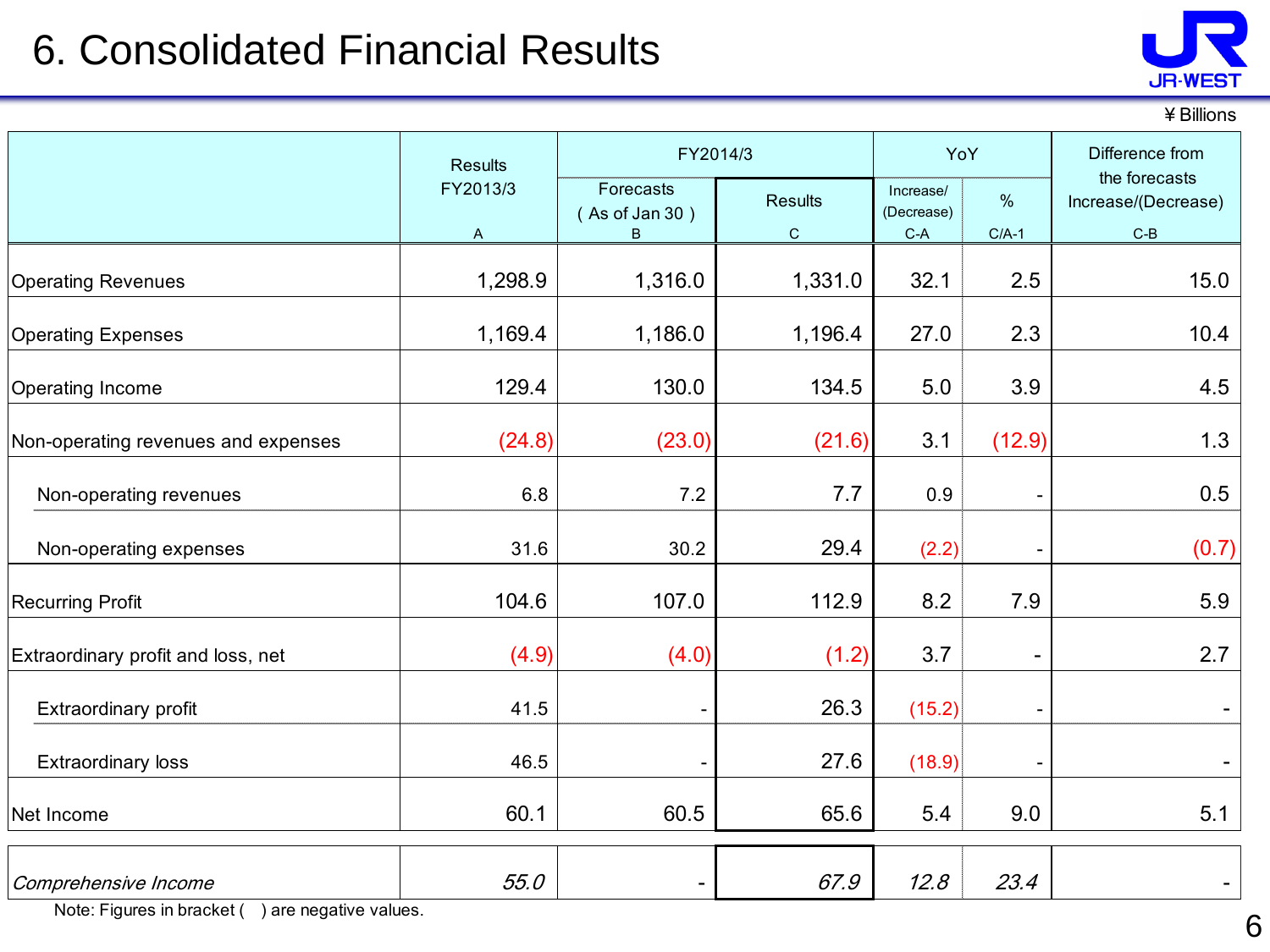# 6. Consolidated Financial Results

¥ Billions

| | Results FY2013/3 A | FY2014/3 Forecasts ( As of Jan 30 ) B | FY2014/3 Results C | YoY Increase/ (Decrease) C-A | YoY % C/A-1 | Difference from the forecasts Increase/(Decrease) C-B |
|---|---|---|---|---|---|---|
| Operating Revenues | 1,298.9 | 1,316.0 | 1,331.0 | 32.1 | 2.5 | 15.0 |
| Operating Expenses | 1,169.4 | 1,186.0 | 1,196.4 | 27.0 | 2.3 | 10.4 |
| Operating Income | 129.4 | 130.0 | 134.5 | 5.0 | 3.9 | 4.5 |
| Non-operating revenues and expenses | (24.8) | (23.0) | (21.6) | 3.1 | (12.9) | 1.3 |
| Non-operating revenues | 6.8 | 7.2 | 7.7 | 0.9 | - | 0.5 |
| Non-operating expenses | 31.6 | 30.2 | 29.4 | (2.2) | - | (0.7) |
| Recurring Profit | 104.6 | 107.0 | 112.9 | 8.2 | 7.9 | 5.9 |
| Extraordinary profit and loss, net | (4.9) | (4.0) | (1.2) | 3.7 | - | 2.7 |
| Extraordinary profit | 41.5 | - | 26.3 | (15.2) | - | - |
| Extraordinary loss | 46.5 | - | 27.6 | (18.9) | - | - |
| Net Income | 60.1 | 60.5 | 65.6 | 5.4 | 9.0 | 5.1 |
| *Comprehensive Income* | *55.0* | - | *67.9* | *12.8* | *23.4* | - |

Note: Figures in bracket ( ) are negative values.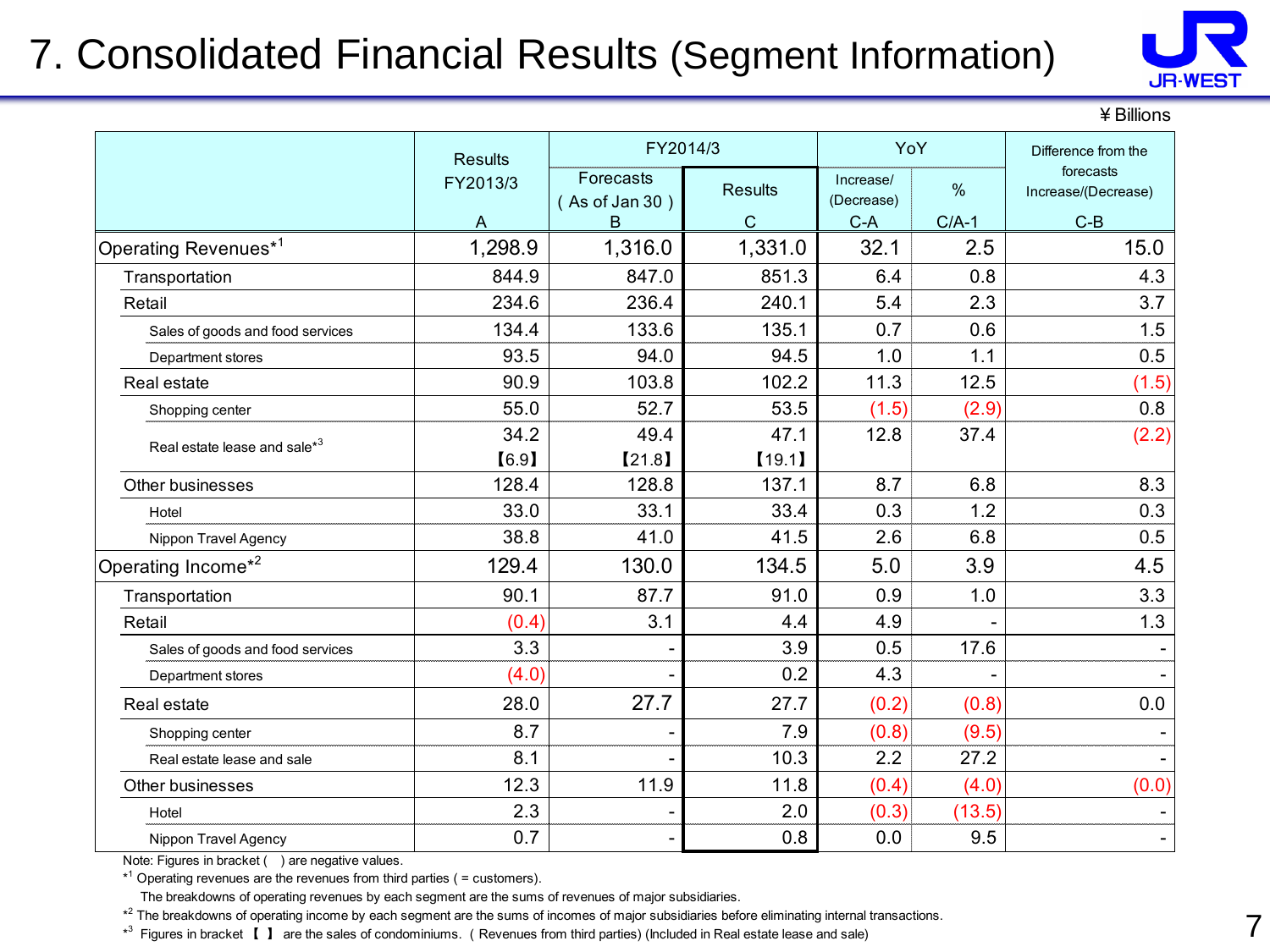# 7. Consolidated Financial Results (Segment Information)

¥ Billions

| | Results FY2013/3 A | FY2014/3 Forecasts ( As of Jan 30 ) B | FY2014/3 Results C | YoY Increase/ (Decrease) C-A | YoY % C/A-1 | Difference from the forecasts Increase/(Decrease) C-B |
|---|---|---|---|---|---|---|
| Operating Revenues*[1] | 1,298.9 | 1,316.0 | 1,331.0 | 32.1 | 2.5 | 15.0 |
| Transportation | 844.9 | 847.0 | 851.3 | 6.4 | 0.8 | 4.3 |
| Retail | 234.6 | 236.4 | 240.1 | 5.4 | 2.3 | 3.7 |
| Sales of goods and food services | 134.4 | 133.6 | 135.1 | 0.7 | 0.6 | 1.5 |
| Department stores | 93.5 | 94.0 | 94.5 | 1.0 | 1.1 | 0.5 |
| Real estate | 90.9 | 103.8 | 102.2 | 11.3 | 12.5 | (1.5) |
| Shopping center | 55.0 | 52.7 | 53.5 | (1.5) | (2.9) | 0.8 |
| Real estate lease and sale*[3] | 34.2 【6.9】 | 49.4 【21.8】 | 47.1 【19.1】 | 12.8 | 37.4 | (2.2) |
| Other businesses | 128.4 | 128.8 | 137.1 | 8.7 | 6.8 | 8.3 |
| Hotel | 33.0 | 33.1 | 33.4 | 0.3 | 1.2 | 0.3 |
| Nippon Travel Agency | 38.8 | 41.0 | 41.5 | 2.6 | 6.8 | 0.5 |
| Operating Income*[2] | 129.4 | 130.0 | 134.5 | 5.0 | 3.9 | 4.5 |
| Transportation | 90.1 | 87.7 | 91.0 | 0.9 | 1.0 | 3.3 |
| Retail | (0.4) | 3.1 | 4.4 | 4.9 | - | 1.3 |
| Sales of goods and food services | 3.3 | - | 3.9 | 0.5 | 17.6 | - |
| Department stores | (4.0) | - | 0.2 | 4.3 | - | - |
| Real estate | 28.0 | 27.7 | 27.7 | (0.2) | (0.8) | 0.0 |
| Shopping center | 8.7 | - | 7.9 | (0.8) | (9.5) | - |
| Real estate lease and sale | 8.1 | - | 10.3 | 2.2 | 27.2 | - |
| Other businesses | 12.3 | 11.9 | 11.8 | (0.4) | (4.0) | (0.0) |
| Hotel | 2.3 | - | 2.0 | (0.3) | (13.5) | - |
| Nippon Travel Agency | 0.7 | - | 0.8 | 0.0 | 9.5 | - |

Note: Figures in bracket ( ) are negative values.

*[1] Operating revenues are the revenues from third parties ( = customers).
The breakdowns of operating revenues by each segment are the sums of revenues of major subsidiaries.

*[2] The breakdowns of operating income by each segment are the sums of incomes of major subsidiaries before eliminating internal transactions.

*[3] Figures in bracket 【 】 are the sales of condominiums. ( Revenues from third parties) (Included in Real estate lease and sale)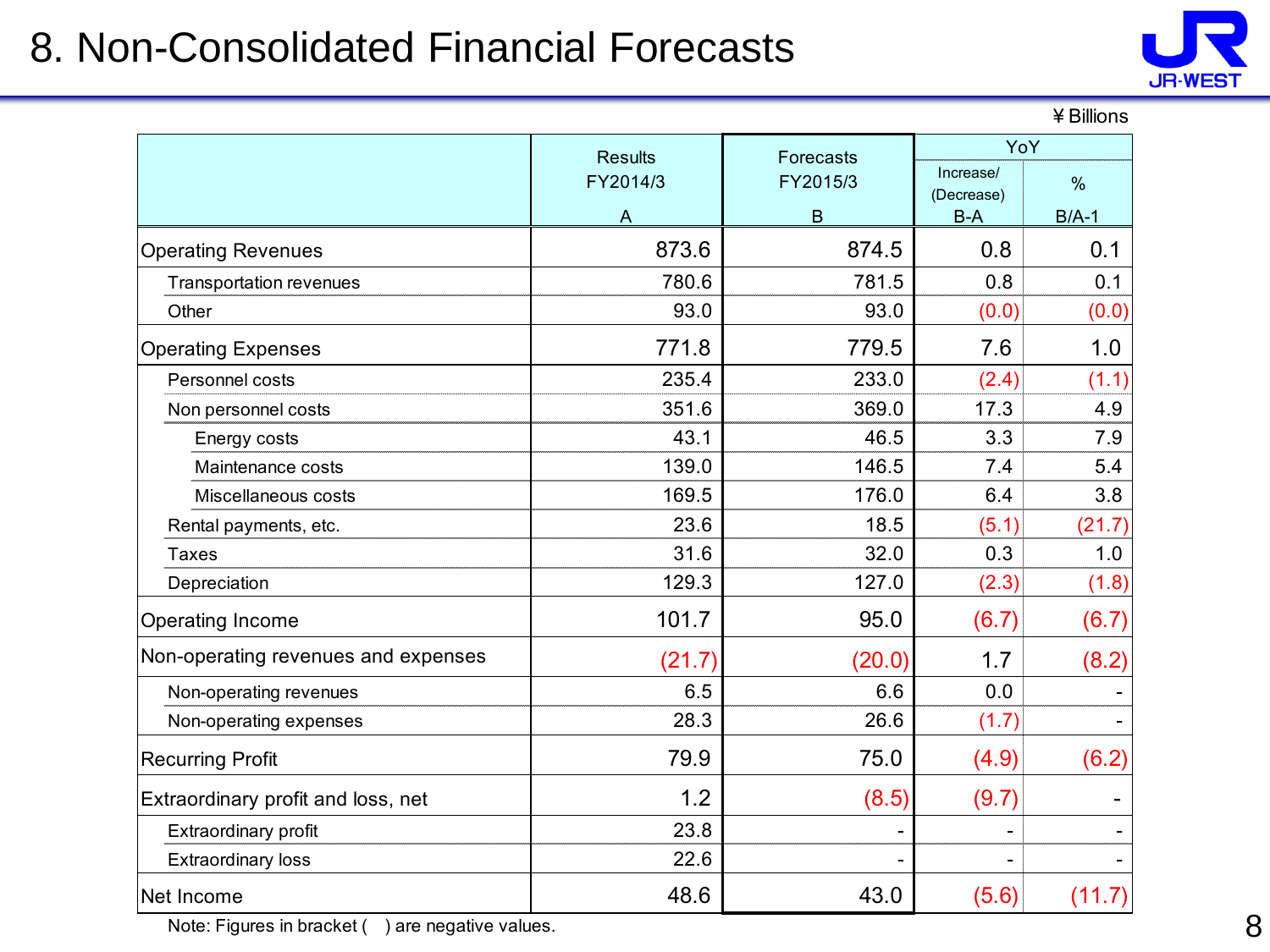# 8. Non-Consolidated Financial Forecasts

¥ Billions

| | Results FY2014/3 A | Forecasts FY2015/3 B | YoY Increase/ (Decrease) B-A | YoY % B/A-1 |
|---|---|---|---|---|
| Operating Revenues | 873.6 | 874.5 | 0.8 | 0.1 |
| Transportation revenues | 780.6 | 781.5 | 0.8 | 0.1 |
| Other | 93.0 | 93.0 | (0.0) | (0.0) |
| Operating Expenses | 771.8 | 779.5 | 7.6 | 1.0 |
| Personnel costs | 235.4 | 233.0 | (2.4) | (1.1) |
| Non personnel costs | 351.6 | 369.0 | 17.3 | 4.9 |
| Energy costs | 43.1 | 46.5 | 3.3 | 7.9 |
| Maintenance costs | 139.0 | 146.5 | 7.4 | 5.4 |
| Miscellaneous costs | 169.5 | 176.0 | 6.4 | 3.8 |
| Rental payments, etc. | 23.6 | 18.5 | (5.1) | (21.7) |
| Taxes | 31.6 | 32.0 | 0.3 | 1.0 |
| Depreciation | 129.3 | 127.0 | (2.3) | (1.8) |
| Operating Income | 101.7 | 95.0 | (6.7) | (6.7) |
| Non-operating revenues and expenses | (21.7) | (20.0) | 1.7 | (8.2) |
| Non-operating revenues | 6.5 | 6.6 | 0.0 | - |
| Non-operating expenses | 28.3 | 26.6 | (1.7) | - |
| Recurring Profit | 79.9 | 75.0 | (4.9) | (6.2) |
| Extraordinary profit and loss, net | 1.2 | (8.5) | (9.7) | - |
| Extraordinary profit | 23.8 | - | - | - |
| Extraordinary loss | 22.6 | - | - | - |
| Net Income | 48.6 | 43.0 | (5.6) | (11.7) |

Note: Figures in bracket ( ) are negative values.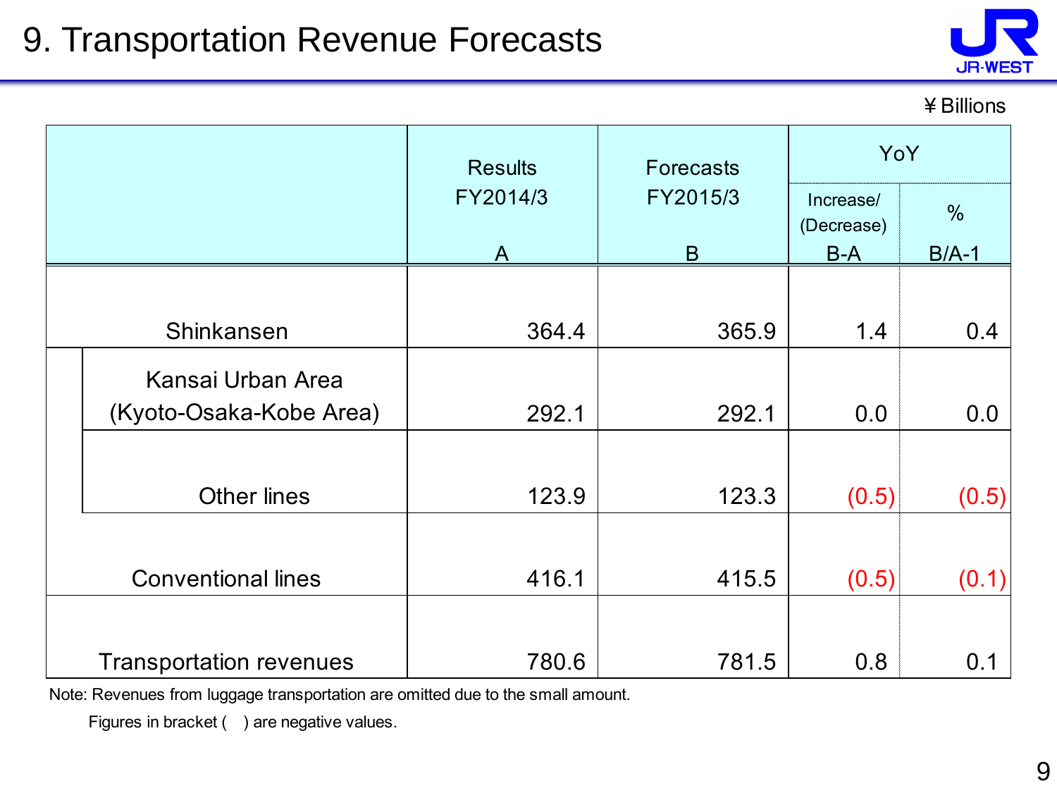# 9. Transportation Revenue Forecasts

¥ Billions

| | Results FY2014/3 A | Forecasts FY2015/3 B | YoY Increase/ (Decrease) B-A | YoY % B/A-1 |
|---|---|---|---|---|
| Shinkansen | 364.4 | 365.9 | 1.4 | 0.4 |
| Kansai Urban Area (Kyoto-Osaka-Kobe Area) | 292.1 | 292.1 | 0.0 | 0.0 |
| Other lines | 123.9 | 123.3 | (0.5) | (0.5) |
| Conventional lines | 416.1 | 415.5 | (0.5) | (0.1) |
| Transportation revenues | 780.6 | 781.5 | 0.8 | 0.1 |

Note: Revenues from luggage transportation are omitted due to the small amount.

Figures in bracket ( ) are negative values.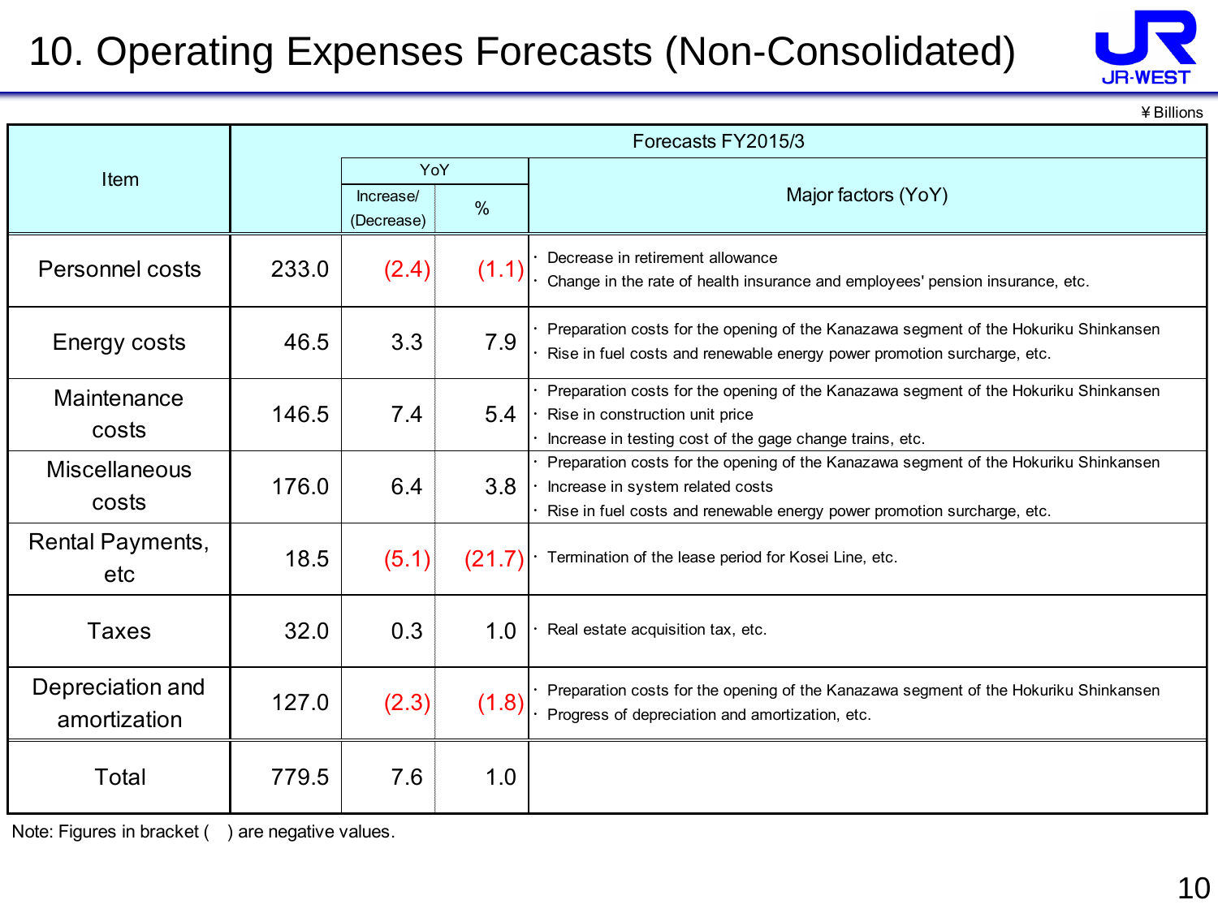# 10. Operating Expenses Forecasts (Non-Consolidated)

¥Billions

| Item | Forecasts FY2015/3 | | | |
|---|---|---|---|---|
| | | YoY | | Major factors (YoY) |
| | | Increase/ (Decrease) | % | |
| Personnel costs | 233.0 | (2.4) | (1.1) | · Decrease in retirement allowance<br>· Change in the rate of health insurance and employees' pension insurance, etc. |
| Energy costs | 46.5 | 3.3 | 7.9 | · Preparation costs for the opening of the Kanazawa segment of the Hokuriku Shinkansen<br>· Rise in fuel costs and renewable energy power promotion surcharge, etc. |
| Maintenance costs | 146.5 | 7.4 | 5.4 | · Preparation costs for the opening of the Kanazawa segment of the Hokuriku Shinkansen<br>· Rise in construction unit price<br>· Increase in testing cost of the gage change trains, etc. |
| Miscellaneous costs | 176.0 | 6.4 | 3.8 | · Preparation costs for the opening of the Kanazawa segment of the Hokuriku Shinkansen<br>· Increase in system related costs<br>· Rise in fuel costs and renewable energy power promotion surcharge, etc. |
| Rental Payments, etc | 18.5 | (5.1) | (21.7) | · Termination of the lease period for Kosei Line, etc. |
| Taxes | 32.0 | 0.3 | 1.0 | · Real estate acquisition tax, etc. |
| Depreciation and amortization | 127.0 | (2.3) | (1.8) | · Preparation costs for the opening of the Kanazawa segment of the Hokuriku Shinkansen<br>· Progress of depreciation and amortization, etc. |
| Total | 779.5 | 7.6 | 1.0 | |

Note: Figures in bracket ( ) are negative values.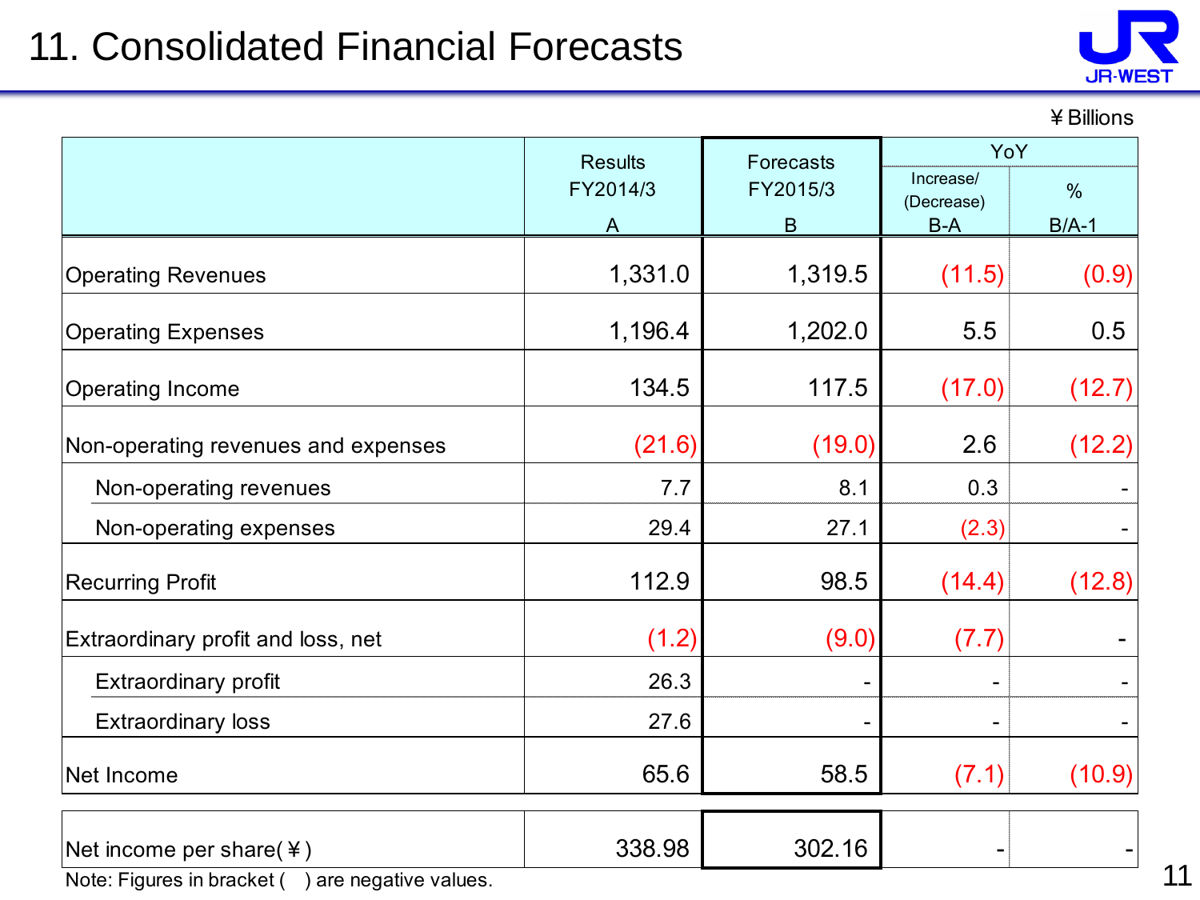# 11. Consolidated Financial Forecasts

¥ Billions

| | Results FY2014/3 A | Forecasts FY2015/3 B | YoY Increase/ (Decrease) B-A | YoY % B/A-1 |
|---|---|---|---|---|
| Operating Revenues | 1,331.0 | 1,319.5 | (11.5) | (0.9) |
| Operating Expenses | 1,196.4 | 1,202.0 | 5.5 | 0.5 |
| Operating Income | 134.5 | 117.5 | (17.0) | (12.7) |
| Non-operating revenues and expenses | (21.6) | (19.0) | 2.6 | (12.2) |
| Non-operating revenues | 7.7 | 8.1 | 0.3 | - |
| Non-operating expenses | 29.4 | 27.1 | (2.3) | - |
| Recurring Profit | 112.9 | 98.5 | (14.4) | (12.8) |
| Extraordinary profit and loss, net | (1.2) | (9.0) | (7.7) | - |
| Extraordinary profit | 26.3 | - | - | - |
| Extraordinary loss | 27.6 | - | - | - |
| Net Income | 65.6 | 58.5 | (7.1) | (10.9) |
| Net income per share(¥) | 338.98 | 302.16 | - | - |

Note: Figures in bracket (    ) are negative values.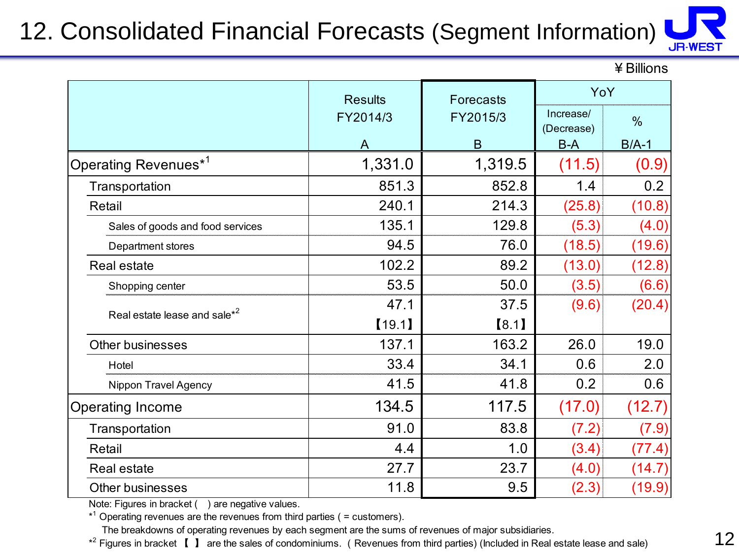# 12. Consolidated Financial Forecasts (Segment Information)

¥ Billions

| | Results FY2014/3 A | Forecasts FY2015/3 B | YoY Increase/ (Decrease) B-A | YoY % B/A-1 |
|---|---|---|---|---|
| Operating Revenues*[1] | 1,331.0 | 1,319.5 | (11.5) | (0.9) |
| Transportation | 851.3 | 852.8 | 1.4 | 0.2 |
| Retail | 240.1 | 214.3 | (25.8) | (10.8) |
| Sales of goods and food services | 135.1 | 129.8 | (5.3) | (4.0) |
| Department stores | 94.5 | 76.0 | (18.5) | (19.6) |
| Real estate | 102.2 | 89.2 | (13.0) | (12.8) |
| Shopping center | 53.5 | 50.0 | (3.5) | (6.6) |
| Real estate lease and sale*[2] | 47.1 【19.1】 | 37.5 【8.1】 | (9.6) | (20.4) |
| Other businesses | 137.1 | 163.2 | 26.0 | 19.0 |
| Hotel | 33.4 | 34.1 | 0.6 | 2.0 |
| Nippon Travel Agency | 41.5 | 41.8 | 0.2 | 0.6 |
| Operating Income | 134.5 | 117.5 | (17.0) | (12.7) |
| Transportation | 91.0 | 83.8 | (7.2) | (7.9) |
| Retail | 4.4 | 1.0 | (3.4) | (77.4) |
| Real estate | 27.7 | 23.7 | (4.0) | (14.7) |
| Other businesses | 11.8 | 9.5 | (2.3) | (19.9) |

Note: Figures in bracket ( ) are negative values.

*[1] Operating revenues are the revenues from third parties ( = customers).
The breakdowns of operating revenues by each segment are the sums of revenues of major subsidiaries.

*[2] Figures in bracket 【 】 are the sales of condominiums. ( Revenues from third parties) (Included in Real estate lease and sale)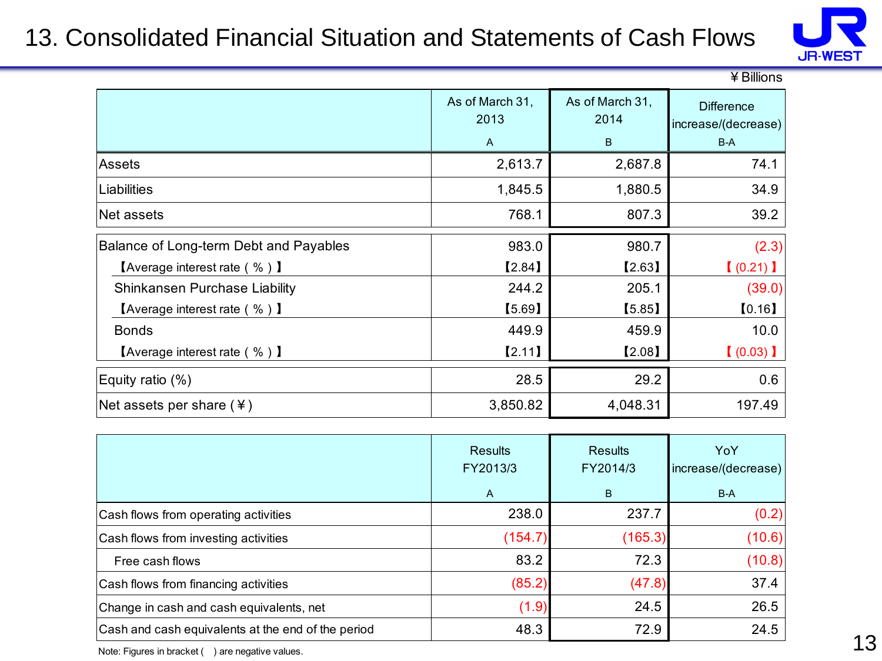# 13. Consolidated Financial Situation and Statements of Cash Flows

¥ Billions

| | As of March 31, 2013<br>A | As of March 31, 2014<br>B | Difference increase/(decrease)<br>B-A |
|---|---|---|---|
| Assets | 2,613.7 | 2,687.8 | 74.1 |
| Liabilities | 1,845.5 | 1,880.5 | 34.9 |
| Net assets | 768.1 | 807.3 | 39.2 |
| Balance of Long-term Debt and Payables | 983.0 | 980.7 | (2.3) |
| 【Average interest rate ( % ) 】 | 【2.84】 | 【2.63】 | 【 (0.21) 】 |
| Shinkansen Purchase Liability | 244.2 | 205.1 | (39.0) |
| 【Average interest rate ( % ) 】 | 【5.69】 | 【5.85】 | 【0.16】 |
| Bonds | 449.9 | 459.9 | 10.0 |
| 【Average interest rate ( % ) 】 | 【2.11】 | 【2.08】 | 【 (0.03) 】 |
| Equity ratio (%) | 28.5 | 29.2 | 0.6 |
| Net assets per share ( ¥ ) | 3,850.82 | 4,048.31 | 197.49 |

| | Results FY2013/3<br>A | Results FY2014/3<br>B | YoY increase/(decrease)<br>B-A |
|---|---|---|---|
| Cash flows from operating activities | 238.0 | 237.7 | (0.2) |
| Cash flows from investing activities | (154.7) | (165.3) | (10.6) |
| Free cash flows | 83.2 | 72.3 | (10.8) |
| Cash flows from financing activities | (85.2) | (47.8) | 37.4 |
| Change in cash and cash equivalents, net | (1.9) | 24.5 | 26.5 |
| Cash and cash equivalents at the end of the period | 48.3 | 72.9 | 24.5 |

Note: Figures in bracket (  ) are negative values.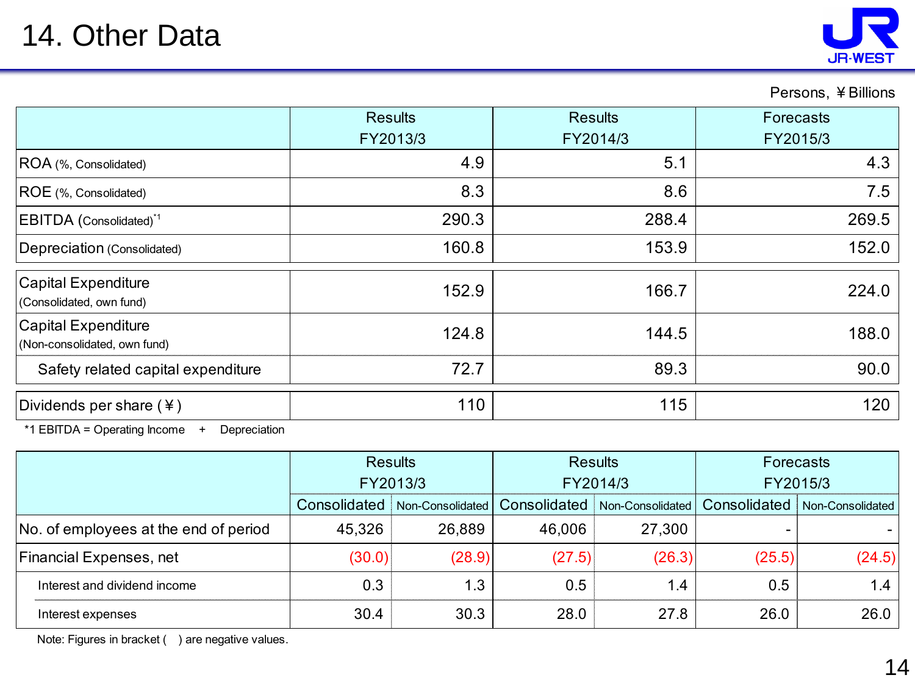# 14. Other Data

Persons, ￥Billions

| | Results FY2013/3 | Results FY2014/3 | Forecasts FY2015/3 |
|---|---|---|---|
| ROA (%, Consolidated) | 4.9 | 5.1 | 4.3 |
| ROE (%, Consolidated) | 8.3 | 8.6 | 7.5 |
| EBITDA (Consolidated)[*1] | 290.3 | 288.4 | 269.5 |
| Depreciation (Consolidated) | 160.8 | 153.9 | 152.0 |
| Capital Expenditure (Consolidated, own fund) | 152.9 | 166.7 | 224.0 |
| Capital Expenditure (Non-consolidated, own fund) | 124.8 | 144.5 | 188.0 |
| Safety related capital expenditure | 72.7 | 89.3 | 90.0 |
| Dividends per share (￥) | 110 | 115 | 120 |

*1 EBITDA = Operating Income + Depreciation

| | Results FY2013/3 | | Results FY2014/3 | | Forecasts FY2015/3 | |
|---|---|---|---|---|---|---|
| | Consolidated | Non-Consolidated | Consolidated | Non-Consolidated | Consolidated | Non-Consolidated |
| No. of employees at the end of period | 45,326 | 26,889 | 46,006 | 27,300 | - | - |
| Financial Expenses, net | (30.0) | (28.9) | (27.5) | (26.3) | (25.5) | (24.5) |
| Interest and dividend income | 0.3 | 1.3 | 0.5 | 1.4 | 0.5 | 1.4 |
| Interest expenses | 30.4 | 30.3 | 28.0 | 27.8 | 26.0 | 26.0 |

Note: Figures in bracket ( ) are negative values.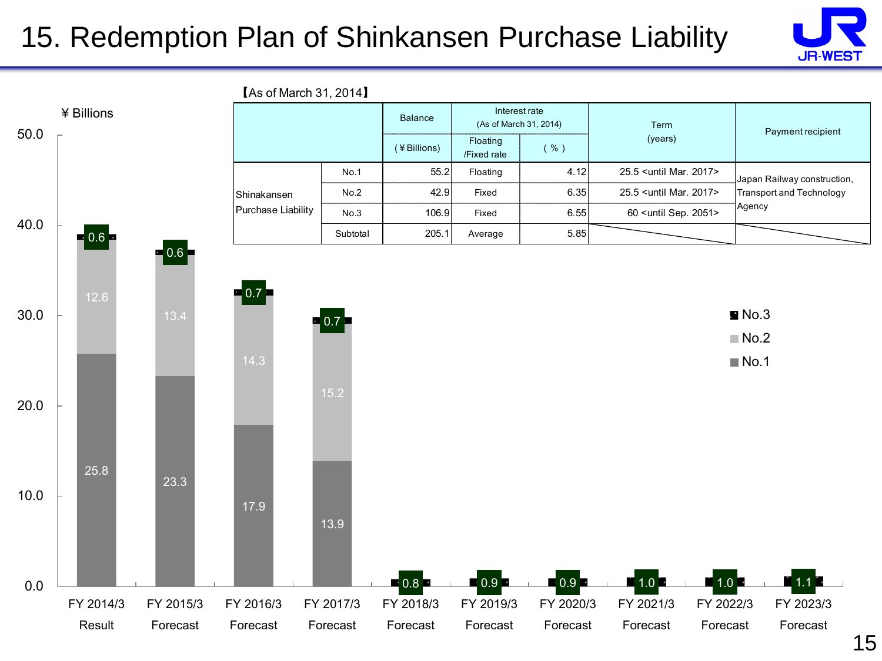# 15. Redemption Plan of Shinkansen Purchase Liability

【As of March 31, 2014】

| | | Balance (¥Billions) | Interest rate (As of March 31, 2014) Floating /Fixed rate | (%) | Term (years) | Payment recipient |
|---|---|---|---|---|---|---|
| Shinkansen Purchase Liability | No.1 | 55.2 | Floating | 4.12 | 25.5 <until Mar. 2017> | Japan Railway construction, Transport and Technology Agency |
| | No.2 | 42.9 | Fixed | 6.35 | 25.5 <until Mar. 2017> | |
| | No.3 | 106.9 | Fixed | 6.55 | 60 <until Sep. 2051> | |
| | Subtotal | 205.1 | Average | 5.85 | | |

¥ Billions

| | No.1 | No.2 | No.3 |
|---|---|---|---|
| FY 2014/3 Result | 25.8 | 12.6 | 0.6 |
| FY 2015/3 Forecast | 23.3 | 13.4 | 0.6 |
| FY 2016/3 Forecast | 17.9 | 14.3 | 0.7 |
| FY 2017/3 Forecast | 13.9 | 15.2 | 0.7 |
| FY 2018/3 Forecast | | | 0.8 |
| FY 2019/3 Forecast | | | 0.9 |
| FY 2020/3 Forecast | | | 0.9 |
| FY 2021/3 Forecast | | | 1.0 |
| FY 2022/3 Forecast | | | 1.0 |
| FY 2023/3 Forecast | | | 1.1 |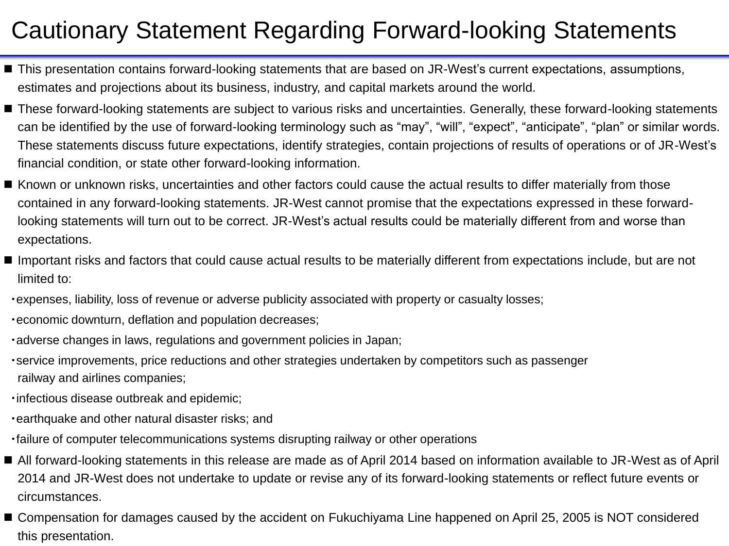# Cautionary Statement Regarding Forward-looking Statements

- This presentation contains forward-looking statements that are based on JR-West's current expectations, assumptions, estimates and projections about its business, industry, and capital markets around the world.
- These forward-looking statements are subject to various risks and uncertainties. Generally, these forward-looking statements can be identified by the use of forward-looking terminology such as “may”, “will”, “expect”, “anticipate”, “plan” or similar words. These statements discuss future expectations, identify strategies, contain projections of results of operations or of JR-West's financial condition, or state other forward-looking information.
- Known or unknown risks, uncertainties and other factors could cause the actual results to differ materially from those contained in any forward-looking statements. JR-West cannot promise that the expectations expressed in these forward-looking statements will turn out to be correct. JR-West's actual results could be materially different from and worse than expectations.
- Important risks and factors that could cause actual results to be materially different from expectations include, but are not limited to:
  - expenses, liability, loss of revenue or adverse publicity associated with property or casualty losses;
  - economic downturn, deflation and population decreases;
  - adverse changes in laws, regulations and government policies in Japan;
  - service improvements, price reductions and other strategies undertaken by competitors such as passenger railway and airlines companies;
  - infectious disease outbreak and epidemic;
  - earthquake and other natural disaster risks; and
  - failure of computer telecommunications systems disrupting railway or other operations
- All forward-looking statements in this release are made as of April 2014 based on information available to JR-West as of April 2014 and JR-West does not undertake to update or revise any of its forward-looking statements or reflect future events or circumstances.
- Compensation for damages caused by the accident on Fukuchiyama Line happened on April 25, 2005 is NOT considered this presentation.